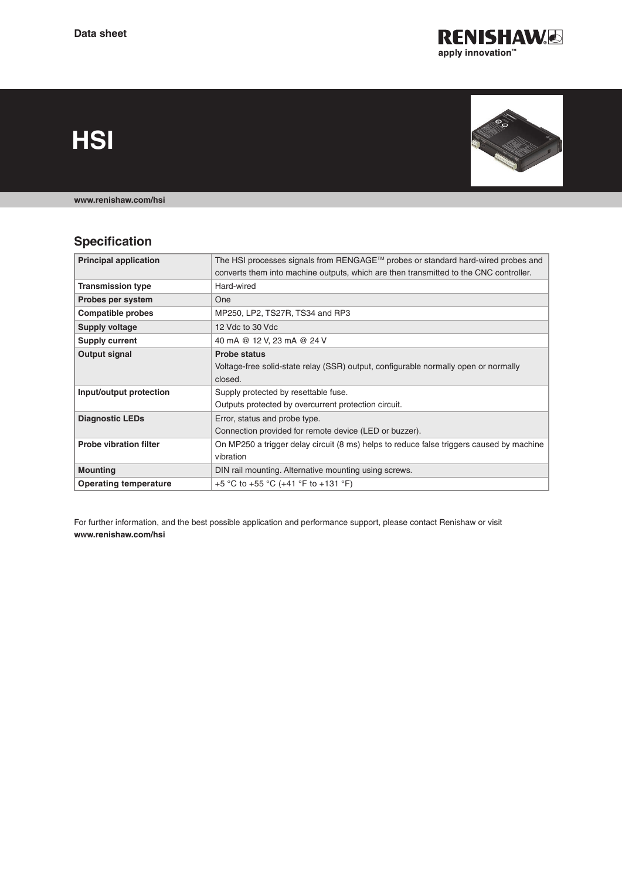Data sheet

# HSI

**www.renishaw.com/hsi**

## Specification

| | |
|---|---|
| **Principal application** | The HSI processes signals from RENGAGE™ probes or standard hard-wired probes and converts them into machine outputs, which are then transmitted to the CNC controller. |
| **Transmission type** | Hard-wired |
| **Probes per system** | One |
| **Compatible probes** | MP250, LP2, TS27R, TS34 and RP3 |
| **Supply voltage** | 12 Vdc to 30 Vdc |
| **Supply current** | 40 mA @ 12 V, 23 mA @ 24 V |
| **Output signal** | **Probe status**<br>Voltage-free solid-state relay (SSR) output, configurable normally open or normally closed. |
| **Input/output protection** | Supply protected by resettable fuse.<br>Outputs protected by overcurrent protection circuit. |
| **Diagnostic LEDs** | Error, status and probe type.<br>Connection provided for remote device (LED or buzzer). |
| **Probe vibration filter** | On MP250 a trigger delay circuit (8 ms) helps to reduce false triggers caused by machine vibration |
| **Mounting** | DIN rail mounting. Alternative mounting using screws. |
| **Operating temperature** | +5 °C to +55 °C (+41 °F to +131 °F) |

For further information, and the best possible application and performance support, please contact Renishaw or visit **www.renishaw.com/hsi**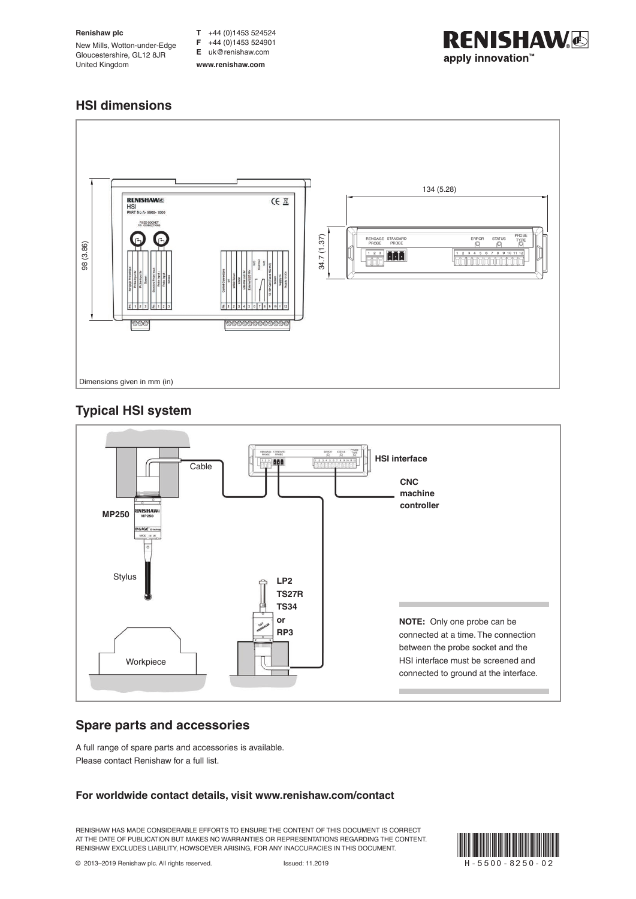Renishaw plc

New Mills, Wotton-under-Edge
Gloucestershire, GL12 8JR
United Kingdom

**T** +44 (0)1453 524524
**F** +44 (0)1453 524901
**E** uk@renishaw.com

**www.renishaw.com**

## HSI dimensions

134 (5.28)

98 (3.86)

34.7 (1.37)

Dimensions given in mm (in)

## Typical HSI system

Cable

**HSI interface**

**CNC machine controller**

**MP250**

Stylus

**LP2**
**TS27R**
**TS34**
**or**
**RP3**

Workpiece

**NOTE:** Only one probe can be connected at a time. The connection between the probe socket and the HSI interface must be screened and connected to ground at the interface.

## Spare parts and accessories

A full range of spare parts and accessories is available.
Please contact Renishaw for a full list.

### For worldwide contact details, visit www.renishaw.com/contact

RENISHAW HAS MADE CONSIDERABLE EFFORTS TO ENSURE THE CONTENT OF THIS DOCUMENT IS CORRECT AT THE DATE OF PUBLICATION BUT MAKES NO WARRANTIES OR REPRESENTATIONS REGARDING THE CONTENT. RENISHAW EXCLUDES LIABILITY, HOWSOEVER ARISING, FOR ANY INACCURACIES IN THIS DOCUMENT.

© 2013–2019 Renishaw plc. All rights reserved.

Issued: 11.2019

H-5500-8250-02